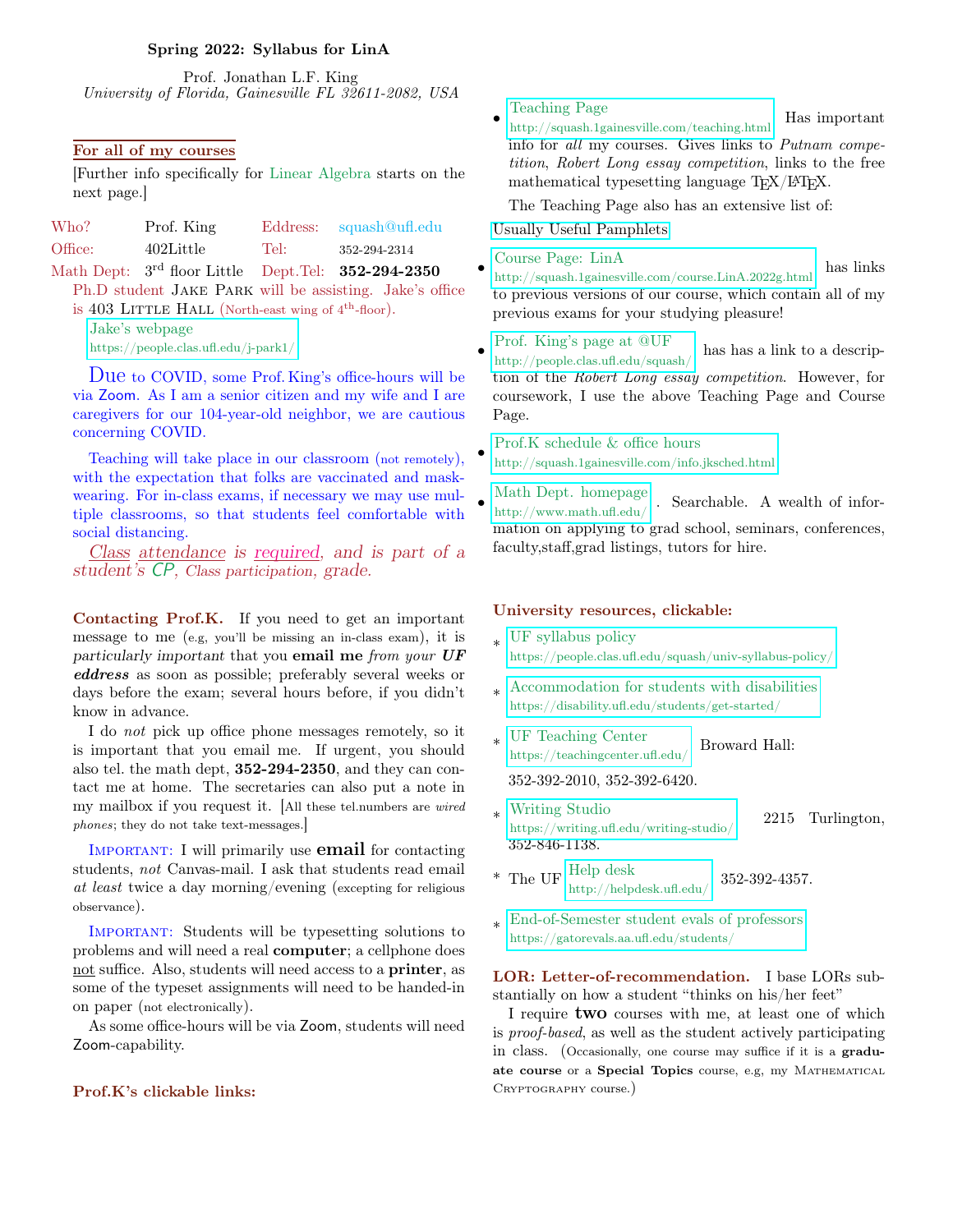**Spring 2022: Syllabus for LinA**

Prof. Jonathan L.F. King
*University of Florida, Gainesville FL 32611-2082, USA*

## For all of my courses

[Further info specifically for Linear Algebra starts on the next page.]

| | | | |
|---|---|---|---|
| Who? | Prof. King | Eddress: | squash@ufl.edu |
| Office: | 402Little | Tel: | 352-294-2314 |
| Math Dept: | 3rd floor Little | Dept.Tel: | **352-294-2350** |

Ph.D student Jake Park will be assisting. Jake's office is 403 Little Hall (North-east wing of 4th-floor).

Jake's webpage https://people.clas.ufl.edu/j-park1/

Due to COVID, some Prof. King's office-hours will be via Zoom. As I am a senior citizen and my wife and I are caregivers for our 104-year-old neighbor, we are cautious concerning COVID.

Teaching will take place in our classroom (not remotely), with the expectation that folks are vaccinated and mask-wearing. For in-class exams, if necessary we may use multiple classrooms, so that students feel comfortable with social distancing.

*Class attendance is required, and is part of a student's CP, Class participation, grade.*

**Contacting Prof.K.** If you need to get an important message to me (e.g, you'll be missing an in-class exam), it is *particularly important* that you **email me** *from your* ***UF eddress*** as soon as possible; preferably several weeks or days before the exam; several hours before, if you didn't know in advance.

I do *not* pick up office phone messages remotely, so it is important that you email me. If urgent, you should also tel. the math dept, **352-294-2350**, and they can contact me at home. The secretaries can also put a note in my mailbox if you request it. [All these tel.numbers are *wired phones*; they do not take text-messages.]

IMPORTANT: I will primarily use **email** for contacting students, *not* Canvas-mail. I ask that students read email *at least* twice a day morning/evening (excepting for religious observance).

IMPORTANT: Students will be typesetting solutions to problems and will need a real **computer**; a cellphone does not suffice. Also, students will need access to a **printer**, as some of the typeset assignments will need to be handed-in on paper (not electronically).

As some office-hours will be via Zoom, students will need Zoom-capability.

### Prof.K's clickable links:

- Teaching Page http://squash.1gainesville.com/teaching.html Has important info for *all* my courses. Gives links to *Putnam competition*, *Robert Long essay competition*, links to the free mathematical typesetting language TEX/LATEX.

  The Teaching Page also has an extensive list of: Usually Useful Pamphlets

- Course Page: LinA http://squash.1gainesville.com/course.LinA.2022g.html has links to previous versions of our course, which contain all of my previous exams for your studying pleasure!

- Prof. King's page at @UF http://people.clas.ufl.edu/squash/ has has a link to a description of the *Robert Long essay competition*. However, for coursework, I use the above Teaching Page and Course Page.

- Prof.K schedule & office hours http://squash.1gainesville.com/info.jksched.html

- Math Dept. homepage http://www.math.ufl.edu/ . Searchable. A wealth of information on applying to grad school, seminars, conferences, faculty,staff,grad listings, tutors for hire.

### University resources, clickable:

* UF syllabus policy https://people.clas.ufl.edu/squash/univ-syllabus-policy/
* Accommodation for students with disabilities https://disability.ufl.edu/students/get-started/
* UF Teaching Center https://teachingcenter.ufl.edu/ Broward Hall: 352-392-2010, 352-392-6420.
* Writing Studio https://writing.ufl.edu/writing-studio/ 2215 Turlington, 352-846-1138.
* The UF Help desk http://helpdesk.ufl.edu/ 352-392-4357.
* End-of-Semester student evals of professors https://gatorevals.aa.ufl.edu/students/

**LOR: Letter-of-recommendation.** I base LORs substantially on how a student "thinks on his/her feet"

I require **two** courses with me, at least one of which is *proof-based*, as well as the student actively participating in class. (Occasionally, one course may suffice if it is a **graduate course** or a **Special Topics** course, e.g, my Mathematical Cryptography course.)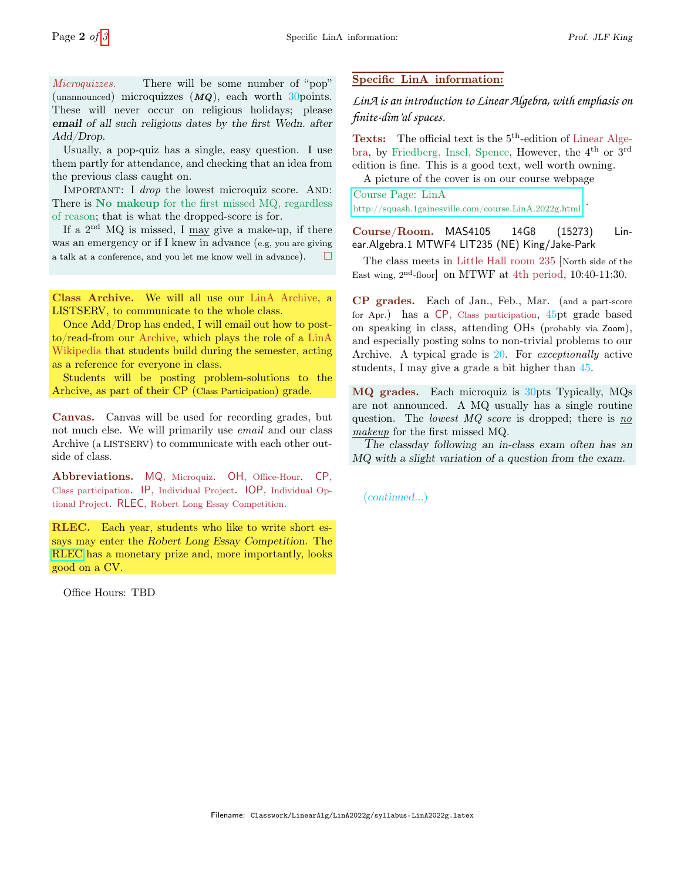*Microquizzes.* There will be some number of "pop" (unannounced) microquizzes (***MQ***), each worth 30points. These will never occur on religious holidays; please ***email*** *of all such religious dates by the first Wedn. after Add/Drop.*

Usually, a pop-quiz has a single, easy question. I use them partly for attendance, and checking that an idea from the previous class caught on.

IMPORTANT: I *drop* the lowest microquiz score. AND: There is **No makeup** for the first missed MQ, regardless of reason; that is what the dropped-score is for.

If a 2nd MQ is missed, I may give a make-up, if there was an emergency or if I knew in advance (e.g, you are giving a talk at a conference, and you let me know well in advance). □

**Class Archive.** We will all use our LinA Archive, a LISTSERV, to communicate to the whole class.

Once Add/Drop has ended, I will email out how to post-to/read-from our Archive, which plays the role of a LinA Wikipedia that students build during the semester, acting as a reference for everyone in class.

Students will be posting problem-solutions to the Arhcive, as part of their CP (Class Participation) grade.

**Canvas.** Canvas will be used for recording grades, but not much else. We will primarily use *email* and our class Archive (a LISTSERV) to communicate with each other outside of class.

**Abbreviations.** MQ, Microquiz. OH, Office-Hour. CP, Class participation. IP, Individual Project. IOP, Individual Optional Project. RLEC, Robert Long Essay Competition.

**RLEC.** Each year, students who like to write short essays may enter the *Robert Long Essay Competition*. The RLEC has a monetary prize and, more importantly, looks good on a CV.

Office Hours: TBD

## Specific LinA information:

*LinA is an introduction to Linear Algebra, with emphasis on finite-dim'al spaces.*

**Texts:** The official text is the 5th-edition of Linear Algebra, by Friedberg, Insel, Spence, However, the 4th or 3rd edition is fine. This is a good text, well worth owning.

A picture of the cover is on our course webpage

Course Page: LinA
http://squash.1gainesville.com/course.LinA.2022g.html .

**Course/Room.** MAS4105 14G8 (15273) Linear.Algebra.1 MTWF4 LIT235 (NE) King/Jake-Park

The class meets in Little Hall room 235 [North side of the East wing, 2nd-floor] on MTWF at 4th period, 10:40-11:30.

**CP grades.** Each of Jan., Feb., Mar. (and a part-score for Apr.) has a CP, Class participation, 45pt grade based on speaking in class, attending OHs (probably via Zoom), and especially posting solns to non-trivial problems to our Archive. A typical grade is 20. For *exceptionally* active students, I may give a grade a bit higher than 45.

**MQ grades.** Each microquiz is 30pts Typically, MQs are not announced. A MQ usually has a single routine question. The *lowest MQ score* is dropped; there is *no makeup* for the first missed MQ.

*The classday following an in-class exam often has an MQ with a slight variation of a question from the exam.*

*(continued...)*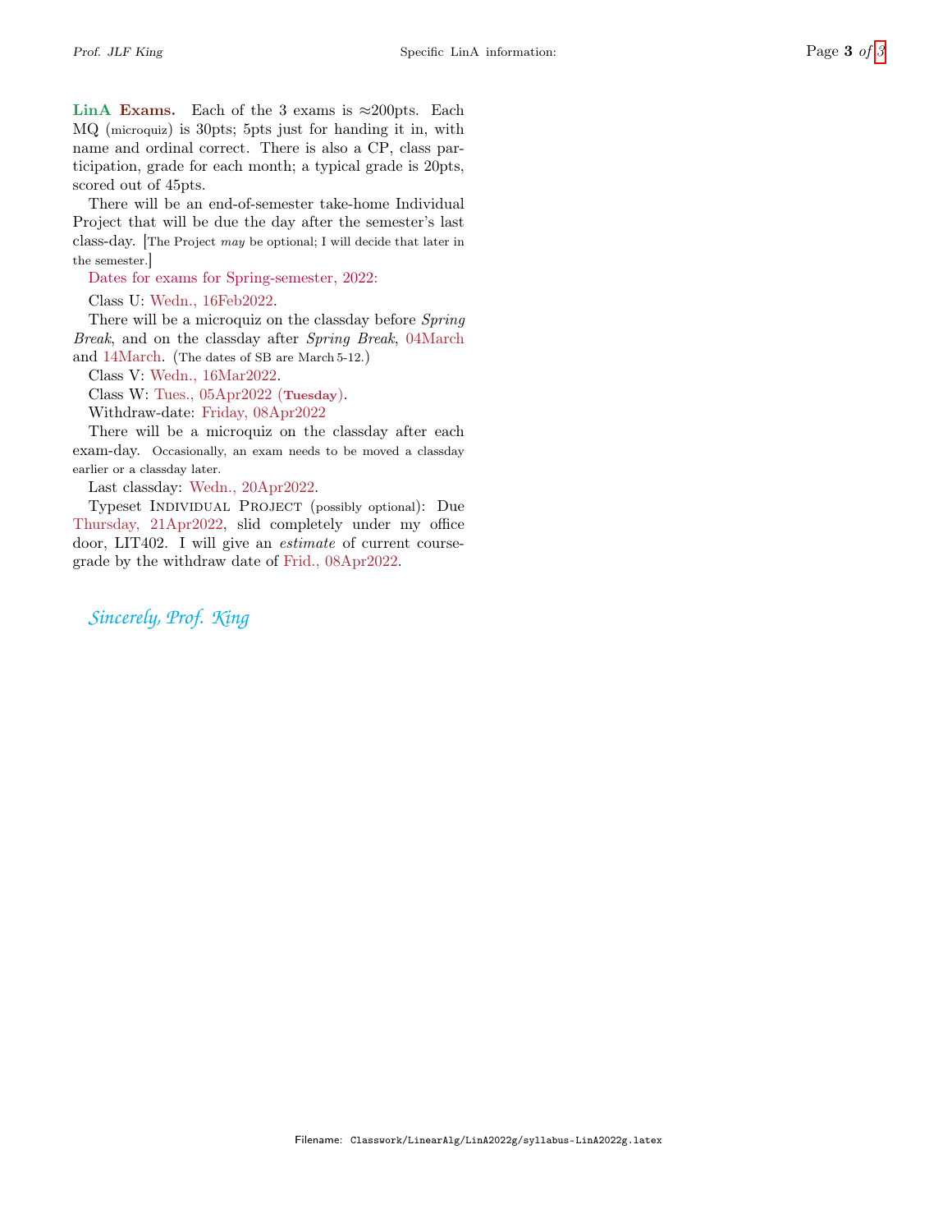**LinA Exams.** Each of the 3 exams is ≈200pts. Each MQ (microquiz) is 30pts; 5pts just for handing it in, with name and ordinal correct. There is also a CP, class participation, grade for each month; a typical grade is 20pts, scored out of 45pts.

There will be an end-of-semester take-home Individual Project that will be due the day after the semester's last class-day. [The Project *may* be optional; I will decide that later in the semester.]

Dates for exams for Spring-semester, 2022:

Class U: Wedn., 16Feb2022.

There will be a microquiz on the classday before *Spring Break*, and on the classday after *Spring Break*, 04March and 14March. (The dates of SB are March 5-12.)

Class V: Wedn., 16Mar2022.

Class W: Tues., 05Apr2022 (**Tuesday**).

Withdraw-date: Friday, 08Apr2022

There will be a microquiz on the classday after each exam-day. Occasionally, an exam needs to be moved a classday earlier or a classday later.

Last classday: Wedn., 20Apr2022.

Typeset INDIVIDUAL PROJECT (possibly optional): Due Thursday, 21Apr2022, slid completely under my office door, LIT402. I will give an *estimate* of current course-grade by the withdraw date of Frid., 08Apr2022.

*Sincerely, Prof. King*

Filename: Classwork/LinearAlg/LinA2022g/syllabus-LinA2022g.latex